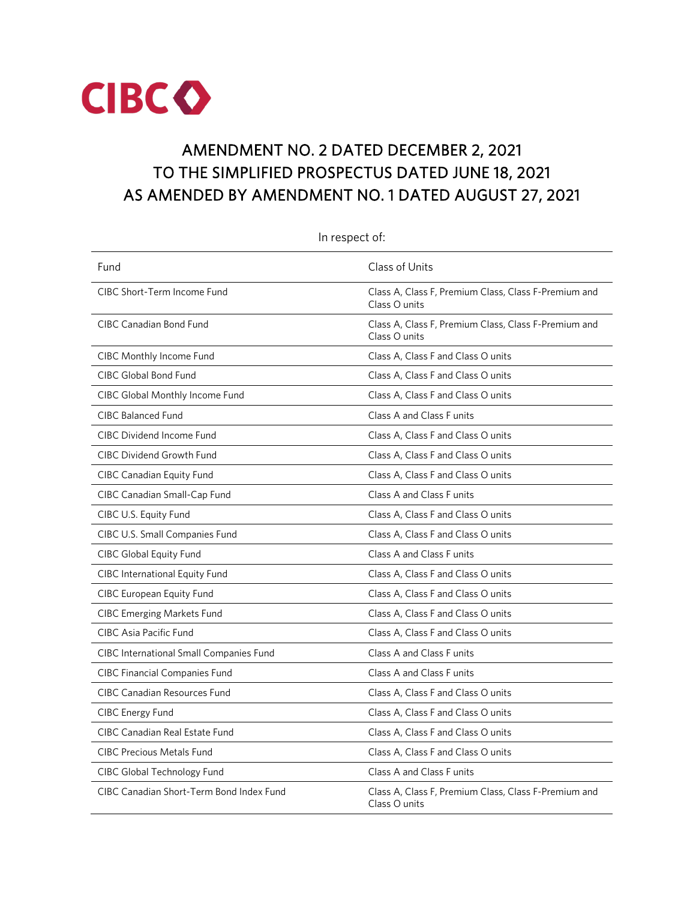CIBC

# AMENDMENT NO. 2 DATED DECEMBER 2, 2021 TO THE SIMPLIFIED PROSPECTUS DATED JUNE 18, 2021 AS AMENDED BY AMENDMENT NO. 1 DATED AUGUST 27, 2021

In respect of:

| Fund | Class of Units |
|---|---|
| CIBC Short-Term Income Fund | Class A, Class F, Premium Class, Class F-Premium and Class O units |
| CIBC Canadian Bond Fund | Class A, Class F, Premium Class, Class F-Premium and Class O units |
| CIBC Monthly Income Fund | Class A, Class F and Class O units |
| CIBC Global Bond Fund | Class A, Class F and Class O units |
| CIBC Global Monthly Income Fund | Class A, Class F and Class O units |
| CIBC Balanced Fund | Class A and Class F units |
| CIBC Dividend Income Fund | Class A, Class F and Class O units |
| CIBC Dividend Growth Fund | Class A, Class F and Class O units |
| CIBC Canadian Equity Fund | Class A, Class F and Class O units |
| CIBC Canadian Small-Cap Fund | Class A and Class F units |
| CIBC U.S. Equity Fund | Class A, Class F and Class O units |
| CIBC U.S. Small Companies Fund | Class A, Class F and Class O units |
| CIBC Global Equity Fund | Class A and Class F units |
| CIBC International Equity Fund | Class A, Class F and Class O units |
| CIBC European Equity Fund | Class A, Class F and Class O units |
| CIBC Emerging Markets Fund | Class A, Class F and Class O units |
| CIBC Asia Pacific Fund | Class A, Class F and Class O units |
| CIBC International Small Companies Fund | Class A and Class F units |
| CIBC Financial Companies Fund | Class A and Class F units |
| CIBC Canadian Resources Fund | Class A, Class F and Class O units |
| CIBC Energy Fund | Class A, Class F and Class O units |
| CIBC Canadian Real Estate Fund | Class A, Class F and Class O units |
| CIBC Precious Metals Fund | Class A, Class F and Class O units |
| CIBC Global Technology Fund | Class A and Class F units |
| CIBC Canadian Short-Term Bond Index Fund | Class A, Class F, Premium Class, Class F-Premium and Class O units |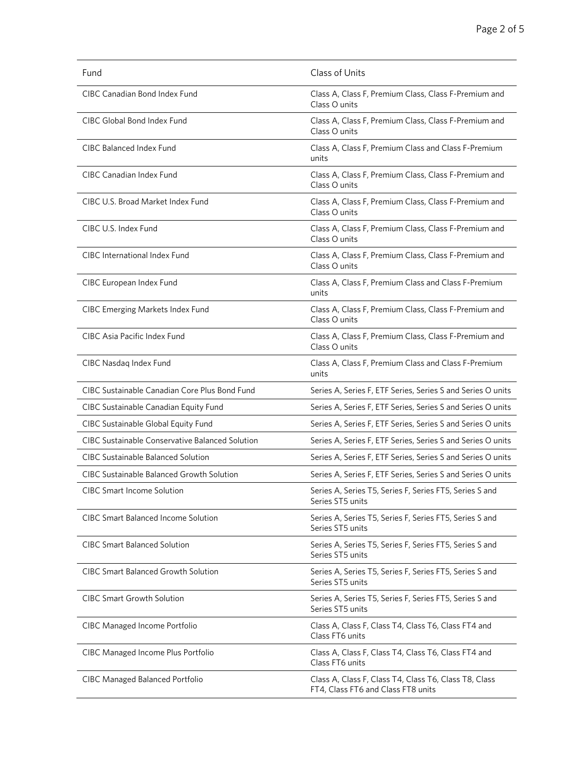| Fund | Class of Units |
| --- | --- |
| CIBC Canadian Bond Index Fund | Class A, Class F, Premium Class, Class F-Premium and Class O units |
| CIBC Global Bond Index Fund | Class A, Class F, Premium Class, Class F-Premium and Class O units |
| CIBC Balanced Index Fund | Class A, Class F, Premium Class and Class F-Premium units |
| CIBC Canadian Index Fund | Class A, Class F, Premium Class, Class F-Premium and Class O units |
| CIBC U.S. Broad Market Index Fund | Class A, Class F, Premium Class, Class F-Premium and Class O units |
| CIBC U.S. Index Fund | Class A, Class F, Premium Class, Class F-Premium and Class O units |
| CIBC International Index Fund | Class A, Class F, Premium Class, Class F-Premium and Class O units |
| CIBC European Index Fund | Class A, Class F, Premium Class and Class F-Premium units |
| CIBC Emerging Markets Index Fund | Class A, Class F, Premium Class, Class F-Premium and Class O units |
| CIBC Asia Pacific Index Fund | Class A, Class F, Premium Class, Class F-Premium and Class O units |
| CIBC Nasdaq Index Fund | Class A, Class F, Premium Class and Class F-Premium units |
| CIBC Sustainable Canadian Core Plus Bond Fund | Series A, Series F, ETF Series, Series S and Series O units |
| CIBC Sustainable Canadian Equity Fund | Series A, Series F, ETF Series, Series S and Series O units |
| CIBC Sustainable Global Equity Fund | Series A, Series F, ETF Series, Series S and Series O units |
| CIBC Sustainable Conservative Balanced Solution | Series A, Series F, ETF Series, Series S and Series O units |
| CIBC Sustainable Balanced Solution | Series A, Series F, ETF Series, Series S and Series O units |
| CIBC Sustainable Balanced Growth Solution | Series A, Series F, ETF Series, Series S and Series O units |
| CIBC Smart Income Solution | Series A, Series T5, Series F, Series FT5, Series S and Series ST5 units |
| CIBC Smart Balanced Income Solution | Series A, Series T5, Series F, Series FT5, Series S and Series ST5 units |
| CIBC Smart Balanced Solution | Series A, Series T5, Series F, Series FT5, Series S and Series ST5 units |
| CIBC Smart Balanced Growth Solution | Series A, Series T5, Series F, Series FT5, Series S and Series ST5 units |
| CIBC Smart Growth Solution | Series A, Series T5, Series F, Series FT5, Series S and Series ST5 units |
| CIBC Managed Income Portfolio | Class A, Class F, Class T4, Class T6, Class FT4 and Class FT6 units |
| CIBC Managed Income Plus Portfolio | Class A, Class F, Class T4, Class T6, Class FT4 and Class FT6 units |
| CIBC Managed Balanced Portfolio | Class A, Class F, Class T4, Class T6, Class T8, Class FT4, Class FT6 and Class FT8 units |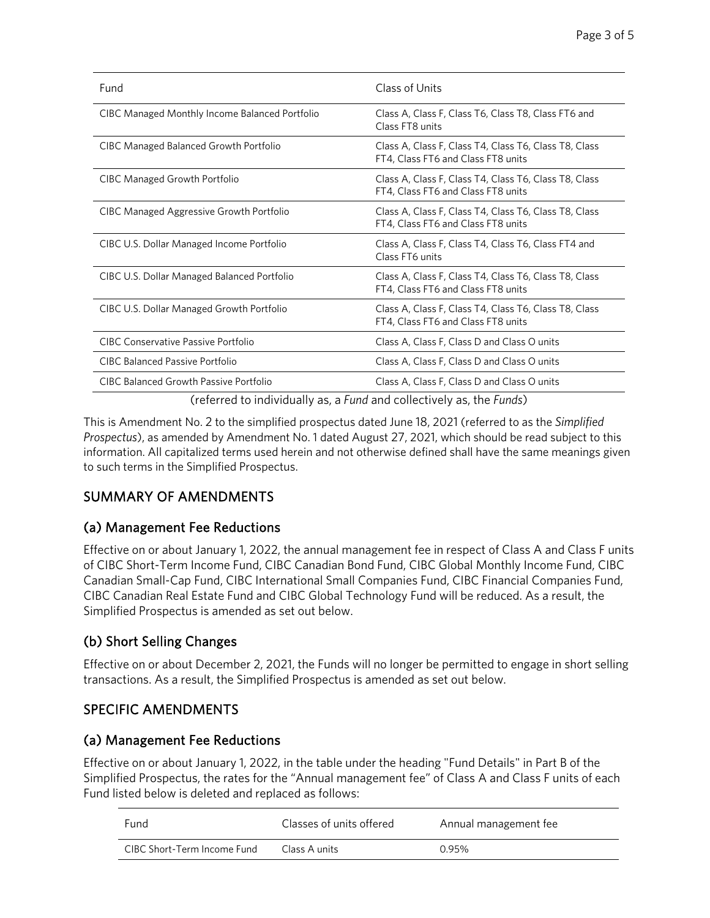| Fund | Class of Units |
| --- | --- |
| CIBC Managed Monthly Income Balanced Portfolio | Class A, Class F, Class T6, Class T8, Class FT6 and Class FT8 units |
| CIBC Managed Balanced Growth Portfolio | Class A, Class F, Class T4, Class T6, Class T8, Class FT4, Class FT6 and Class FT8 units |
| CIBC Managed Growth Portfolio | Class A, Class F, Class T4, Class T6, Class T8, Class FT4, Class FT6 and Class FT8 units |
| CIBC Managed Aggressive Growth Portfolio | Class A, Class F, Class T4, Class T6, Class T8, Class FT4, Class FT6 and Class FT8 units |
| CIBC U.S. Dollar Managed Income Portfolio | Class A, Class F, Class T4, Class T6, Class FT4 and Class FT6 units |
| CIBC U.S. Dollar Managed Balanced Portfolio | Class A, Class F, Class T4, Class T6, Class T8, Class FT4, Class FT6 and Class FT8 units |
| CIBC U.S. Dollar Managed Growth Portfolio | Class A, Class F, Class T4, Class T6, Class T8, Class FT4, Class FT6 and Class FT8 units |
| CIBC Conservative Passive Portfolio | Class A, Class F, Class D and Class O units |
| CIBC Balanced Passive Portfolio | Class A, Class F, Class D and Class O units |
| CIBC Balanced Growth Passive Portfolio | Class A, Class F, Class D and Class O units |

(referred to individually as, a *Fund* and collectively as, the *Funds*)

This is Amendment No. 2 to the simplified prospectus dated June 18, 2021 (referred to as the *Simplified Prospectus*), as amended by Amendment No. 1 dated August 27, 2021, which should be read subject to this information. All capitalized terms used herein and not otherwise defined shall have the same meanings given to such terms in the Simplified Prospectus.

## SUMMARY OF AMENDMENTS

### (a) Management Fee Reductions

Effective on or about January 1, 2022, the annual management fee in respect of Class A and Class F units of CIBC Short-Term Income Fund, CIBC Canadian Bond Fund, CIBC Global Monthly Income Fund, CIBC Canadian Small-Cap Fund, CIBC International Small Companies Fund, CIBC Financial Companies Fund, CIBC Canadian Real Estate Fund and CIBC Global Technology Fund will be reduced. As a result, the Simplified Prospectus is amended as set out below.

### (b) Short Selling Changes

Effective on or about December 2, 2021, the Funds will no longer be permitted to engage in short selling transactions. As a result, the Simplified Prospectus is amended as set out below.

## SPECIFIC AMENDMENTS

### (a) Management Fee Reductions

Effective on or about January 1, 2022, in the table under the heading "Fund Details" in Part B of the Simplified Prospectus, the rates for the "Annual management fee" of Class A and Class F units of each Fund listed below is deleted and replaced as follows:

| Fund | Classes of units offered | Annual management fee |
| --- | --- | --- |
| CIBC Short-Term Income Fund | Class A units | 0.95% |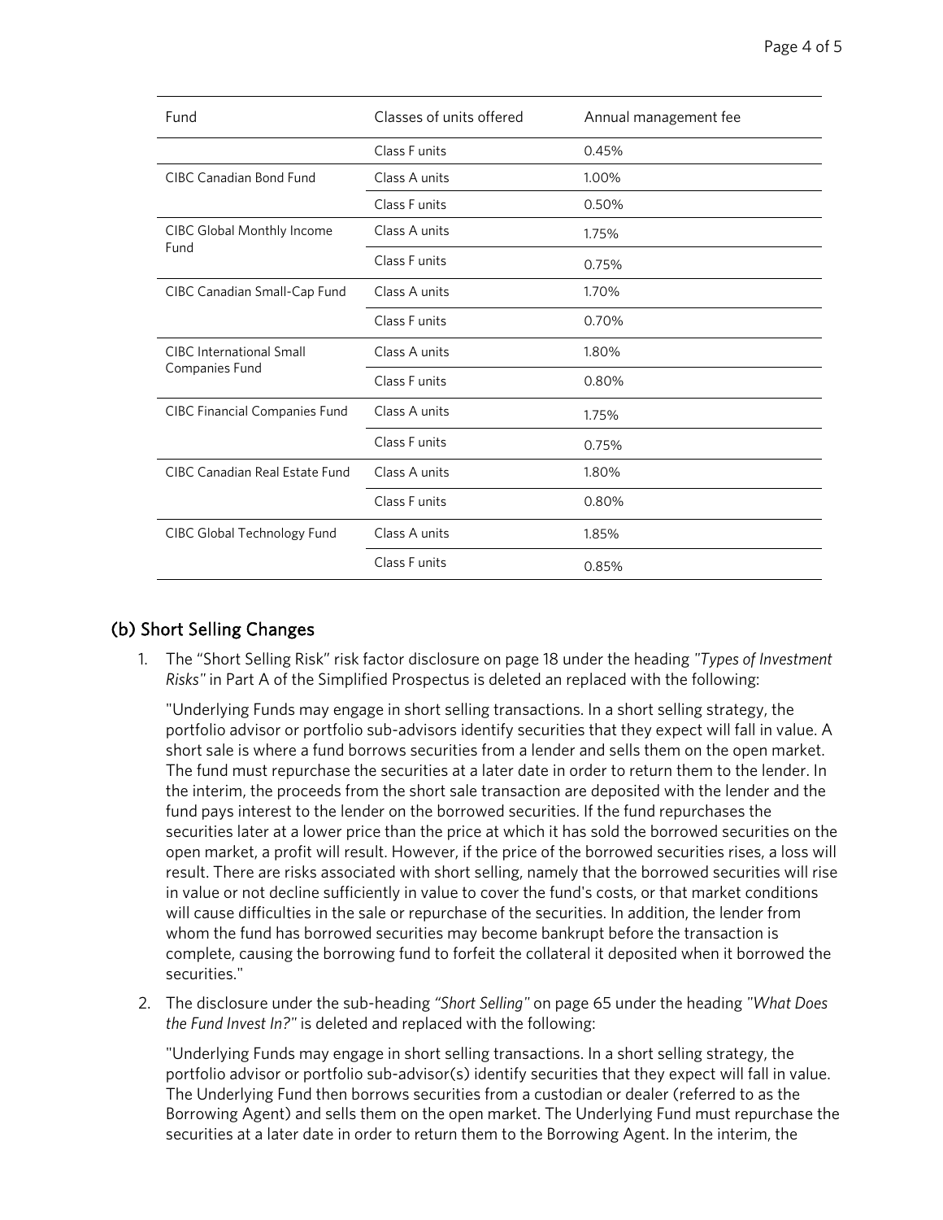| Fund | Classes of units offered | Annual management fee |
| --- | --- | --- |
| | Class F units | 0.45% |
| CIBC Canadian Bond Fund | Class A units | 1.00% |
| | Class F units | 0.50% |
| CIBC Global Monthly Income Fund | Class A units | 1.75% |
| | Class F units | 0.75% |
| CIBC Canadian Small-Cap Fund | Class A units | 1.70% |
| | Class F units | 0.70% |
| CIBC International Small Companies Fund | Class A units | 1.80% |
| | Class F units | 0.80% |
| CIBC Financial Companies Fund | Class A units | 1.75% |
| | Class F units | 0.75% |
| CIBC Canadian Real Estate Fund | Class A units | 1.80% |
| | Class F units | 0.80% |
| CIBC Global Technology Fund | Class A units | 1.85% |
| | Class F units | 0.85% |

## (b) Short Selling Changes

1. The "Short Selling Risk" risk factor disclosure on page 18 under the heading *"Types of Investment Risks"* in Part A of the Simplified Prospectus is deleted an replaced with the following:

   "Underlying Funds may engage in short selling transactions. In a short selling strategy, the portfolio advisor or portfolio sub-advisors identify securities that they expect will fall in value. A short sale is where a fund borrows securities from a lender and sells them on the open market. The fund must repurchase the securities at a later date in order to return them to the lender. In the interim, the proceeds from the short sale transaction are deposited with the lender and the fund pays interest to the lender on the borrowed securities. If the fund repurchases the securities later at a lower price than the price at which it has sold the borrowed securities on the open market, a profit will result. However, if the price of the borrowed securities rises, a loss will result. There are risks associated with short selling, namely that the borrowed securities will rise in value or not decline sufficiently in value to cover the fund's costs, or that market conditions will cause difficulties in the sale or repurchase of the securities. In addition, the lender from whom the fund has borrowed securities may become bankrupt before the transaction is complete, causing the borrowing fund to forfeit the collateral it deposited when it borrowed the securities."

2. The disclosure under the sub-heading *"Short Selling"* on page 65 under the heading *"What Does the Fund Invest In?"* is deleted and replaced with the following:

   "Underlying Funds may engage in short selling transactions. In a short selling strategy, the portfolio advisor or portfolio sub-advisor(s) identify securities that they expect will fall in value. The Underlying Fund then borrows securities from a custodian or dealer (referred to as the Borrowing Agent) and sells them on the open market. The Underlying Fund must repurchase the securities at a later date in order to return them to the Borrowing Agent. In the interim, the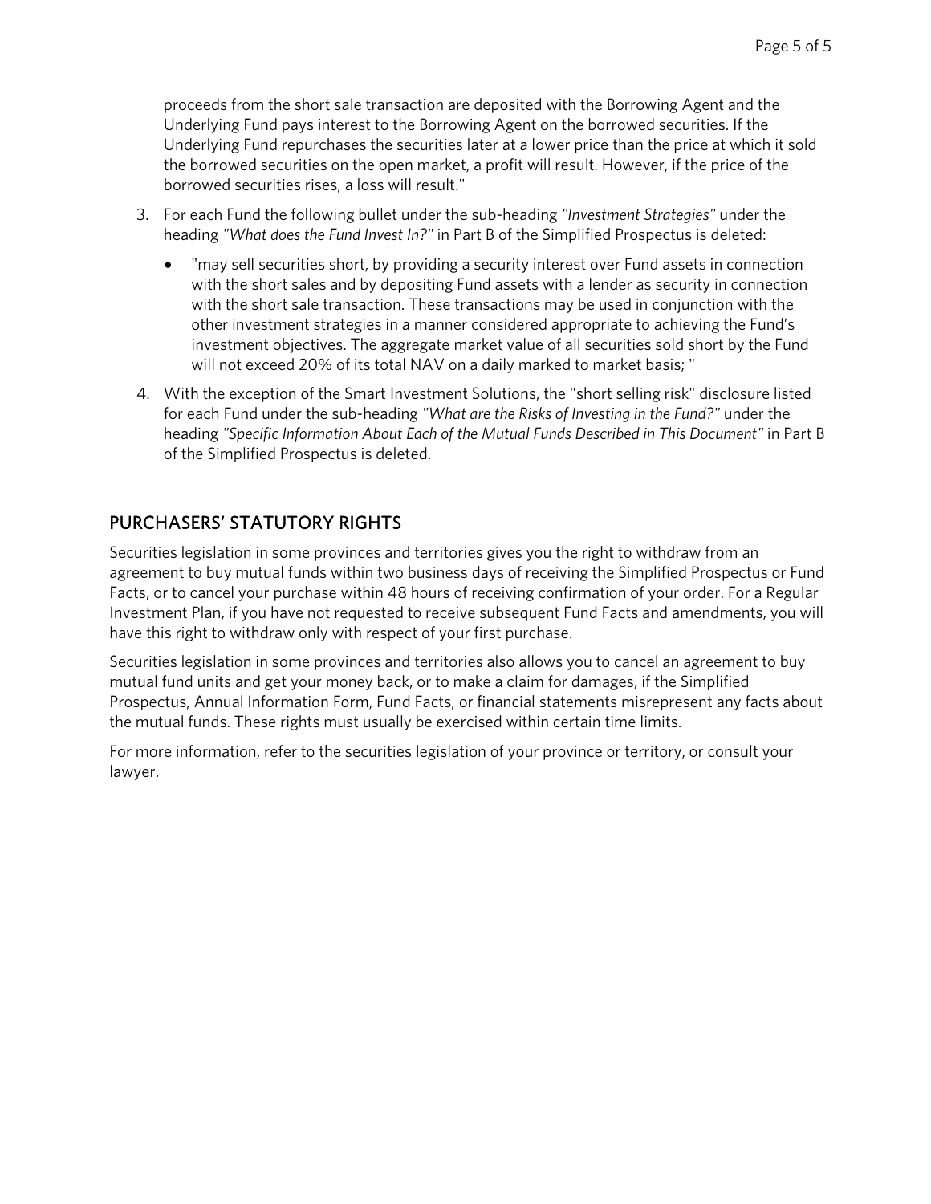proceeds from the short sale transaction are deposited with the Borrowing Agent and the Underlying Fund pays interest to the Borrowing Agent on the borrowed securities. If the Underlying Fund repurchases the securities later at a lower price than the price at which it sold the borrowed securities on the open market, a profit will result. However, if the price of the borrowed securities rises, a loss will result."

3. For each Fund the following bullet under the sub-heading *"Investment Strategies"* under the heading *"What does the Fund Invest In?"* in Part B of the Simplified Prospectus is deleted:

   - "may sell securities short, by providing a security interest over Fund assets in connection with the short sales and by depositing Fund assets with a lender as security in connection with the short sale transaction. These transactions may be used in conjunction with the other investment strategies in a manner considered appropriate to achieving the Fund's investment objectives. The aggregate market value of all securities sold short by the Fund will not exceed 20% of its total NAV on a daily marked to market basis; "

4. With the exception of the Smart Investment Solutions, the "short selling risk" disclosure listed for each Fund under the sub-heading *"What are the Risks of Investing in the Fund?"* under the heading *"Specific Information About Each of the Mutual Funds Described in This Document"* in Part B of the Simplified Prospectus is deleted.

## PURCHASERS' STATUTORY RIGHTS

Securities legislation in some provinces and territories gives you the right to withdraw from an agreement to buy mutual funds within two business days of receiving the Simplified Prospectus or Fund Facts, or to cancel your purchase within 48 hours of receiving confirmation of your order. For a Regular Investment Plan, if you have not requested to receive subsequent Fund Facts and amendments, you will have this right to withdraw only with respect of your first purchase.

Securities legislation in some provinces and territories also allows you to cancel an agreement to buy mutual fund units and get your money back, or to make a claim for damages, if the Simplified Prospectus, Annual Information Form, Fund Facts, or financial statements misrepresent any facts about the mutual funds. These rights must usually be exercised within certain time limits.

For more information, refer to the securities legislation of your province or territory, or consult your lawyer.